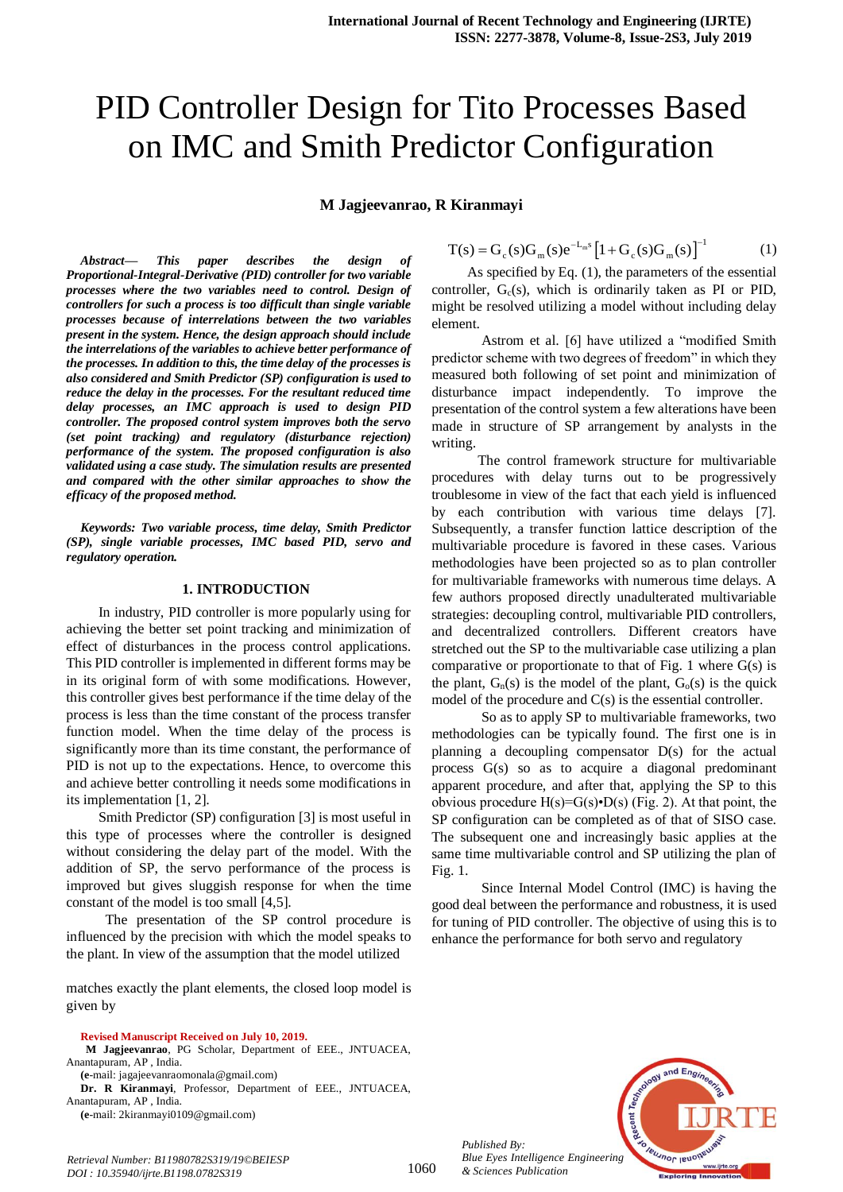# PID Controller Design for Tito Processes Based on IMC and Smith Predictor Configuration

**M Jagjeevanrao, R Kiranmayi**

***Abstract— This paper describes the design of Proportional-Integral-Derivative (PID) controller for two variable processes where the two variables need to control. Design of controllers for such a process is too difficult than single variable processes because of interrelations between the two variables present in the system. Hence, the design approach should include the interrelations of the variables to achieve better performance of the processes. In addition to this, the time delay of the processes is also considered and Smith Predictor (SP) configuration is used to reduce the delay in the processes. For the resultant reduced time delay processes, an IMC approach is used to design PID controller. The proposed control system improves both the servo (set point tracking) and regulatory (disturbance rejection) performance of the system. The proposed configuration is also validated using a case study. The simulation results are presented and compared with the other similar approaches to show the efficacy of the proposed method.***

***Keywords: Two variable process, time delay, Smith Predictor (SP), single variable processes, IMC based PID, servo and regulatory operation.***

## 1. INTRODUCTION

In industry, PID controller is more popularly using for achieving the better set point tracking and minimization of effect of disturbances in the process control applications. This PID controller is implemented in different forms may be in its original form of with some modifications. However, this controller gives best performance if the time delay of the process is less than the time constant of the process transfer function model. When the time delay of the process is significantly more than its time constant, the performance of PID is not up to the expectations. Hence, to overcome this and achieve better controlling it needs some modifications in its implementation [1, 2].

Smith Predictor (SP) configuration [3] is most useful in this type of processes where the controller is designed without considering the delay part of the model. With the addition of SP, the servo performance of the process is improved but gives sluggish response for when the time constant of the model is too small [4,5].

The presentation of the SP control procedure is influenced by the precision with which the model speaks to the plant. In view of the assumption that the model utilized matches exactly the plant elements, the closed loop model is given by

$$T(s) = G_c(s)G_m(s)e^{-L_m s}\left[1 + G_c(s)G_m(s)\right]^{-1} \qquad (1)$$

As specified by Eq. (1), the parameters of the essential controller, $G_c(s)$, which is ordinarily taken as PI or PID, might be resolved utilizing a model without including delay element.

Astrom et al. [6] have utilized a "modified Smith predictor scheme with two degrees of freedom" in which they measured both following of set point and minimization of disturbance impact independently. To improve the presentation of the control system a few alterations have been made in structure of SP arrangement by analysts in the writing.

The control framework structure for multivariable procedures with delay turns out to be progressively troublesome in view of the fact that each yield is influenced by each contribution with various time delays [7]. Subsequently, a transfer function lattice description of the multivariable procedure is favored in these cases. Various methodologies have been projected so as to plan controller for multivariable frameworks with numerous time delays. A few authors proposed directly unadulterated multivariable strategies: decoupling control, multivariable PID controllers, and decentralized controllers. Different creators have stretched out the SP to the multivariable case utilizing a plan comparative or proportionate to that of Fig. 1 where G(s) is the plant, $G_n(s)$ is the model of the plant, $G_o(s)$ is the quick model of the procedure and C(s) is the essential controller.

So as to apply SP to multivariable frameworks, two methodologies can be typically found. The first one is in planning a decoupling compensator D(s) for the actual process G(s) so as to acquire a diagonal predominant apparent procedure, and after that, applying the SP to this obvious procedure H(s)=G(s)•D(s) (Fig. 2). At that point, the SP configuration can be completed as of that of SISO case. The subsequent one and increasingly basic applies at the same time multivariable control and SP utilizing the plan of Fig. 1.

Since Internal Model Control (IMC) is having the good deal between the performance and robustness, it is used for tuning of PID controller. The objective of using this is to enhance the performance for both servo and regulatory

**Revised Manuscript Received on July 10, 2019.**

**M Jagjeevanrao**, PG Scholar, Department of EEE., JNTUACEA, Anantapuram, AP , India.

(e-mail: jagajeevanraomonala@gmail.com)

**Dr. R Kiranmayi**, Professor, Department of EEE., JNTUACEA, Anantapuram, AP , India.

(e-mail: 2kiranmayi0109@gmail.com)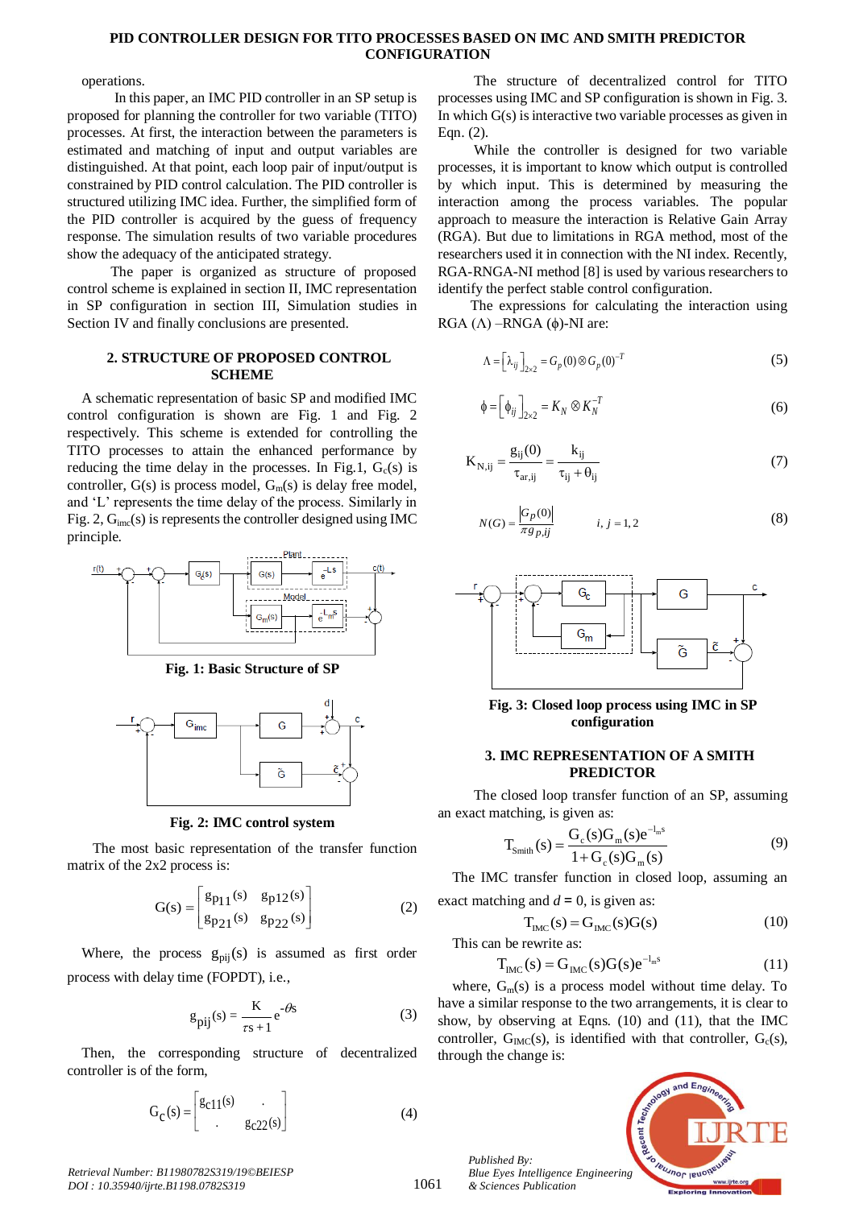operations.

In this paper, an IMC PID controller in an SP setup is proposed for planning the controller for two variable (TITO) processes. At first, the interaction between the parameters is estimated and matching of input and output variables are distinguished. At that point, each loop pair of input/output is constrained by PID control calculation. The PID controller is structured utilizing IMC idea. Further, the simplified form of the PID controller is acquired by the guess of frequency response. The simulation results of two variable procedures show the adequacy of the anticipated strategy.

The paper is organized as structure of proposed control scheme is explained in section II, IMC representation in SP configuration in section III, Simulation studies in Section IV and finally conclusions are presented.

## 2. STRUCTURE OF PROPOSED CONTROL SCHEME

A schematic representation of basic SP and modified IMC control configuration is shown are Fig. 1 and Fig. 2 respectively. This scheme is extended for controlling the TITO processes to attain the enhanced performance by reducing the time delay in the processes. In Fig.1, $G_c(s)$ is controller, G(s) is process model, $G_m(s)$ is delay free model, and 'L' represents the time delay of the process. Similarly in Fig. 2, $G_{imc}(s)$ is represents the controller designed using IMC principle.

**Fig. 1: Basic Structure of SP**

**Fig. 2: IMC control system**

The most basic representation of the transfer function matrix of the 2x2 process is:

$$G(s) = \begin{bmatrix} g_{p11}(s) & g_{p12}(s) \\ g_{p21}(s) & g_{p22}(s) \end{bmatrix} \tag{2}$$

Where, the process $g_{pij}(s)$ is assumed as first order process with delay time (FOPDT), i.e.,

$$g_{pij}(s) = \frac{K}{\tau s + 1} e^{-\theta s} \tag{3}$$

Then, the corresponding structure of decentralized controller is of the form,

$$G_c(s) = \begin{bmatrix} g_{c11}(s) & . \\ . & g_{c22}(s) \end{bmatrix} \tag{4}$$

The structure of decentralized control for TITO processes using IMC and SP configuration is shown in Fig. 3. In which G(s) is interactive two variable processes as given in Eqn. (2).

While the controller is designed for two variable processes, it is important to know which output is controlled by which input. This is determined by measuring the interaction among the process variables. The popular approach to measure the interaction is Relative Gain Array (RGA). But due to limitations in RGA method, most of the researchers used it in connection with the NI index. Recently, RGA-RNGA-NI method [8] is used by various researchers to identify the perfect stable control configuration.

The expressions for calculating the interaction using RGA (Λ) –RNGA (ϕ)-NI are:

$$\Lambda = \left[\lambda_{ij}\right]_{2\times2} = G_p(0) \otimes G_p(0)^{-T} \tag{5}$$

$$\phi = \left[\phi_{ij}\right]_{2\times2} = K_N \otimes K_N^{-T} \tag{6}$$

$$K_{N,ij} = \frac{g_{ij}(0)}{\tau_{ar,ij}} = \frac{k_{ij}}{\tau_{ij} + \theta_{ij}} \tag{7}$$

$$N(G) = \frac{|G_p(0)|}{\pi g_{p,ij}} \qquad i, j = 1, 2 \tag{8}$$

**Fig. 3: Closed loop process using IMC in SP configuration**

## 3. IMC REPRESENTATION OF A SMITH PREDICTOR

The closed loop transfer function of an SP, assuming an exact matching, is given as:

$$T_{Smith}(s) = \frac{G_c(s)G_m(s)e^{-l_m s}}{1 + G_c(s)G_m(s)} \tag{9}$$

The IMC transfer function in closed loop, assuming an exact matching and *d* = 0, is given as:

$$T_{IMC}(s) = G_{IMC}(s)G(s) \tag{10}$$

This can be rewrite as:

$$T_{IMC}(s) = G_{IMC}(s)G(s)e^{-l_m s} \tag{11}$$

where, $G_m(s)$ is a process model without time delay. To have a similar response to the two arrangements, it is clear to show, by observing at Eqns. (10) and (11), that the IMC controller, $G_{IMC}(s)$, is identified with that controller, $G_c(s)$, through the change is: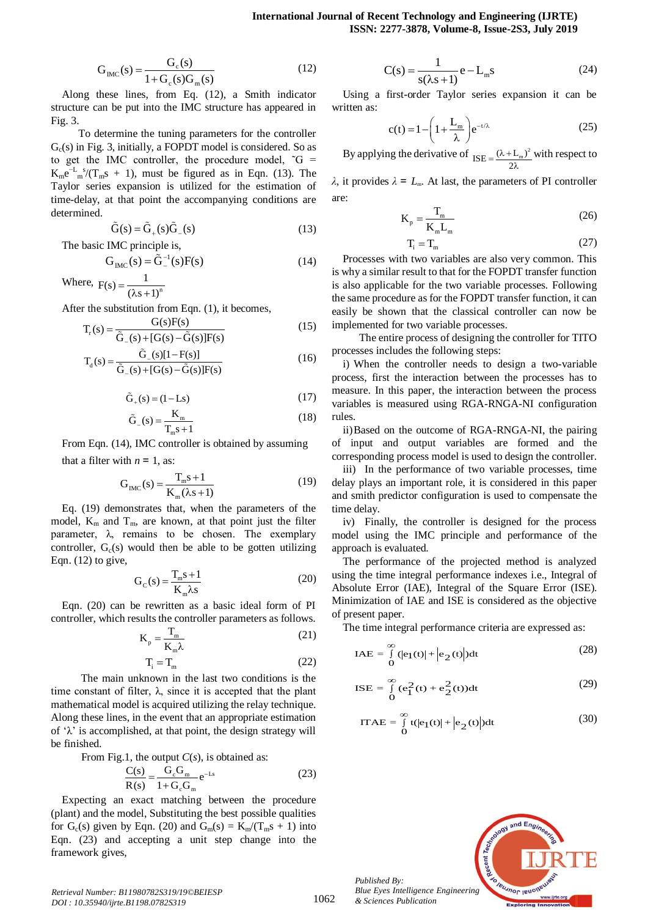$$G_{IMC}(s) = \frac{G_c(s)}{1 + G_c(s)G_m(s)} \tag{12}$$

Along these lines, from Eq. (12), a Smith indicator structure can be put into the IMC structure has appeared in Fig. 3.

To determine the tuning parameters for the controller $G_c(s)$ in Fig. 3, initially, a FOPDT model is considered. So as to get the IMC controller, the procedure model, $\tilde{G} = K_m e^{-L_m s}/(T_m s + 1)$, must be figured as in Eqn. (13). The Taylor series expansion is utilized for the estimation of time-delay, at that point the accompanying conditions are determined.

$$\tilde{G}(s) = \tilde{G}_+(s)\tilde{G}_-(s) \tag{13}$$

The basic IMC principle is,

$$G_{IMC}(s) = \tilde{G}_-^{-1}(s)F(s) \tag{14}$$

Where, $F(s) = \frac{1}{(\lambda s + 1)^n}$

After the substitution from Eqn. (1), it becomes,

$$T_r(s) = \frac{G(s)F(s)}{\tilde{G}_-(s) + [G(s) - \tilde{G}(s)]F(s)} \tag{15}$$

$$T_d(s) = \frac{\tilde{G}_-(s)[1 - F(s)]}{\tilde{G}_-(s) + [G(s) - \tilde{G}(s)]F(s)} \tag{16}$$

$$\tilde{G}_+(s) = (1 - Ls) \tag{17}$$

$$\tilde{G}_-(s) = \frac{K_m}{T_m s + 1} \tag{18}$$

From Eqn. (14), IMC controller is obtained by assuming that a filter with $n = 1$, as:

$$G_{IMC}(s) = \frac{T_m s + 1}{K_m(\lambda s + 1)} \tag{19}$$

Eq. (19) demonstrates that, when the parameters of the model, $K_m$ and $T_m$, are known, at that point just the filter parameter, λ, remains to be chosen. The exemplary controller, $G_c(s)$ would then be able to be gotten utilizing Eqn. (12) to give,

$$G_C(s) = \frac{T_m s + 1}{K_m \lambda s} \tag{20}$$

Eqn. (20) can be rewritten as a basic ideal form of PI controller, which results the controller parameters as follows.

$$K_p = \frac{T_m}{K_m \lambda} \tag{21}$$

$$T_i = T_m \tag{22}$$

The main unknown in the last two conditions is the time constant of filter, λ, since it is accepted that the plant mathematical model is acquired utilizing the relay technique. Along these lines, in the event that an appropriate estimation of 'λ' is accomplished, at that point, the design strategy will be finished.

From Fig.1, the output $C(s)$, is obtained as:

$$\frac{C(s)}{R(s)} = \frac{G_c G_m}{1 + G_c G_m} e^{-Ls} \tag{23}$$

Expecting an exact matching between the procedure (plant) and the model, Substituting the best possible qualities for $G_c(s)$ given by Eqn. (20) and $G_m(s) = K_m/(T_m s + 1)$ into Eqn. (23) and accepting a unit step change into the framework gives,

$$C(s) = \frac{1}{s(\lambda s + 1)} e - L_m s \tag{24}$$

Using a first-order Taylor series expansion it can be written as:

$$c(t) = 1 - \left(1 + \frac{L_m}{\lambda}\right) e^{-t/\lambda} \tag{25}$$

By applying the derivative of $ISE = \frac{(\lambda + L_m)^2}{2\lambda}$ with respect to $\lambda$, it provides $\lambda = L_m$. At last, the parameters of PI controller are:

$$K_p = \frac{T_m}{K_m L_m} \tag{26}$$

$$T_i = T_m \tag{27}$$

Processes with two variables are also very common. This is why a similar result to that for the FOPDT transfer function is also applicable for the two variable processes. Following the same procedure as for the FOPDT transfer function, it can easily be shown that the classical controller can now be implemented for two variable processes.

The entire process of designing the controller for TITO processes includes the following steps:

i) When the controller needs to design a two-variable process, first the interaction between the processes has to measure. In this paper, the interaction between the process variables is measured using RGA-RNGA-NI configuration rules.

ii) Based on the outcome of RGA-RNGA-NI, the pairing of input and output variables are formed and the corresponding process model is used to design the controller.

iii) In the performance of two variable processes, time delay plays an important role, it is considered in this paper and smith predictor configuration is used to compensate the time delay.

iv) Finally, the controller is designed for the process model using the IMC principle and performance of the approach is evaluated.

The performance of the projected method is analyzed using the time integral performance indexes i.e., Integral of Absolute Error (IAE), Integral of the Square Error (ISE). Minimization of IAE and ISE is considered as the objective of present paper.

The time integral performance criteria are expressed as:

$$IAE = \int_0^\infty (|e_1(t)| + |e_2(t)|)dt \tag{28}$$

$$ISE = \int_0^\infty (e_1^2(t) + e_2^2(t))dt \tag{29}$$

$$ITAE = \int_0^\infty t(|e_1(t)| + |e_2(t)|)dt \tag{30}$$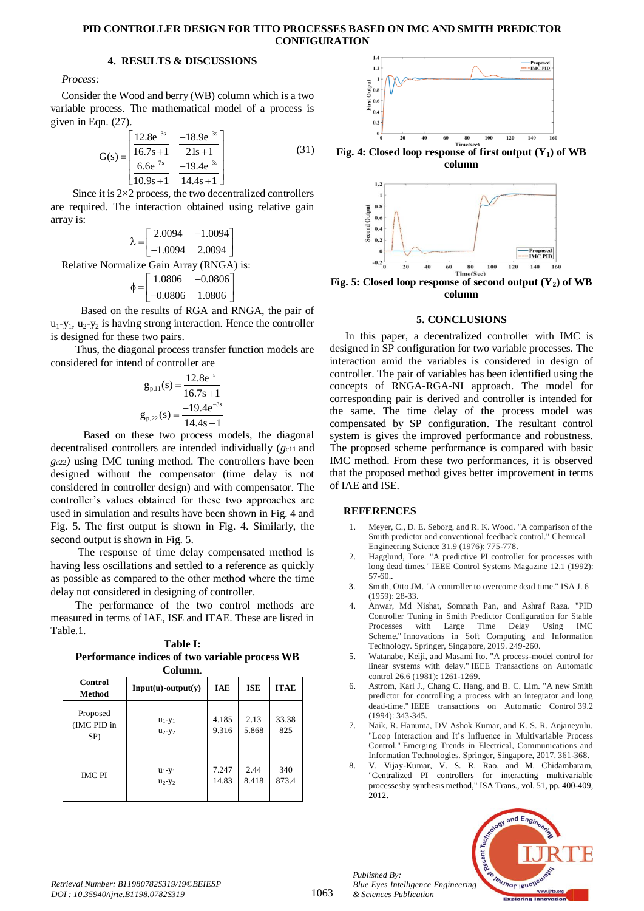## 4. RESULTS & DISCUSSIONS

*Process:*

Consider the Wood and berry (WB) column which is a two variable process. The mathematical model of a process is given in Eqn. (27).

$$G(s)=\begin{bmatrix}\frac{12.8e^{-3s}}{16.7s+1} & \frac{-18.9e^{-3s}}{21s+1}\\ \frac{6.6e^{-7s}}{10.9s+1} & \frac{-19.4e^{-3s}}{14.4s+1}\end{bmatrix} \quad (31)$$

Since it is 2×2 process, the two decentralized controllers are required. The interaction obtained using relative gain array is:

$$\lambda=\begin{bmatrix}2.0094 & -1.0094\\ -1.0094 & 2.0094\end{bmatrix}$$

Relative Normalize Gain Array (RNGA) is:

$$\phi=\begin{bmatrix}1.0806 & -0.0806\\ -0.0806 & 1.0806\end{bmatrix}$$

Based on the results of RGA and RNGA, the pair of $u_1$-$y_1$, $u_2$-$y_2$ is having strong interaction. Hence the controller is designed for these two pairs.

Thus, the diagonal process transfer function models are considered for intend of controller are

$$g_{p,11}(s)=\frac{12.8e^{-s}}{16.7s+1}$$

$$g_{p,22}(s)=\frac{-19.4e^{-3s}}{14.4s+1}$$

Based on these two process models, the diagonal decentralised controllers are intended individually ($g_{c11}$ and $g_{c22}$) using IMC tuning method. The controllers have been designed without the compensator (time delay is not considered in controller design) and with compensator. The controller's values obtained for these two approaches are used in simulation and results have been shown in Fig. 4 and Fig. 5. The first output is shown in Fig. 4. Similarly, the second output is shown in Fig. 5.

The response of time delay compensated method is having less oscillations and settled to a reference as quickly as possible as compared to the other method where the time delay not considered in designing of controller.

The performance of the two control methods are measured in terms of IAE, ISE and ITAE. These are listed in Table.1.

**Table I: Performance indices of two variable process WB Column.**

| Control Method | Input(u)-output(y) | IAE | ISE | ITAE |
|---|---|---|---|---|
| Proposed (IMC PID in SP) | $u_1$-$y_1$<br>$u_2$-$y_2$ | 4.185<br>9.316 | 2.13<br>5.868 | 33.38<br>825 |
| IMC PI | $u_1$-$y_1$<br>$u_2$-$y_2$ | 7.247<br>14.83 | 2.44<br>8.418 | 340<br>873.4 |

First Output
Time(sec)
Proposed
IMC PID

**Fig. 4: Closed loop response of first output ($Y_1$) of WB column**

Second Output
Time(Sec)
Proposed
IMC PID

**Fig. 5: Closed loop response of second output ($Y_2$) of WB column**

## 5. CONCLUSIONS

In this paper, a decentralized controller with IMC is designed in SP configuration for two variable processes. The interaction amid the variables is considered in design of controller. The pair of variables has been identified using the concepts of RNGA-RGA-NI approach. The model for corresponding pair is derived and controller is intended for the same. The time delay of the process model was compensated by SP configuration. The resultant control system is gives the improved performance and robustness. The proposed scheme performance is compared with basic IMC method. From these two performances, it is observed that the proposed method gives better improvement in terms of IAE and ISE.

## REFERENCES

1. Meyer, C., D. E. Seborg, and R. K. Wood. "A comparison of the Smith predictor and conventional feedback control." Chemical Engineering Science 31.9 (1976): 775-778.
2. Hagglund, Tore. "A predictive PI controller for processes with long dead times." IEEE Control Systems Magazine 12.1 (1992): 57-60..
3. Smith, Otto JM. "A controller to overcome dead time." ISA J. 6 (1959): 28-33.
4. Anwar, Md Nishat, Somnath Pan, and Ashraf Raza. "PID Controller Tuning in Smith Predictor Configuration for Stable Processes with Large Time Delay Using IMC Scheme." Innovations in Soft Computing and Information Technology. Springer, Singapore, 2019. 249-260.
5. Watanabe, Keiji, and Masami Ito. "A process-model control for linear systems with delay." IEEE Transactions on Automatic control 26.6 (1981): 1261-1269.
6. Astrom, Karl J., Chang C. Hang, and B. C. Lim. "A new Smith predictor for controlling a process with an integrator and long dead-time." IEEE transactions on Automatic Control 39.2 (1994): 343-345.
7. Naik, R. Hanuma, DV Ashok Kumar, and K. S. R. Anjaneyulu. "Loop Interaction and It's Influence in Multivariable Process Control." Emerging Trends in Electrical, Communications and Information Technologies. Springer, Singapore, 2017. 361-368.
8. V. Vijay-Kumar, V. S. R. Rao, and M. Chidambaram, "Centralized PI controllers for interacting multivariable processesby synthesis method," ISA Trans., vol. 51, pp. 400-409, 2012.